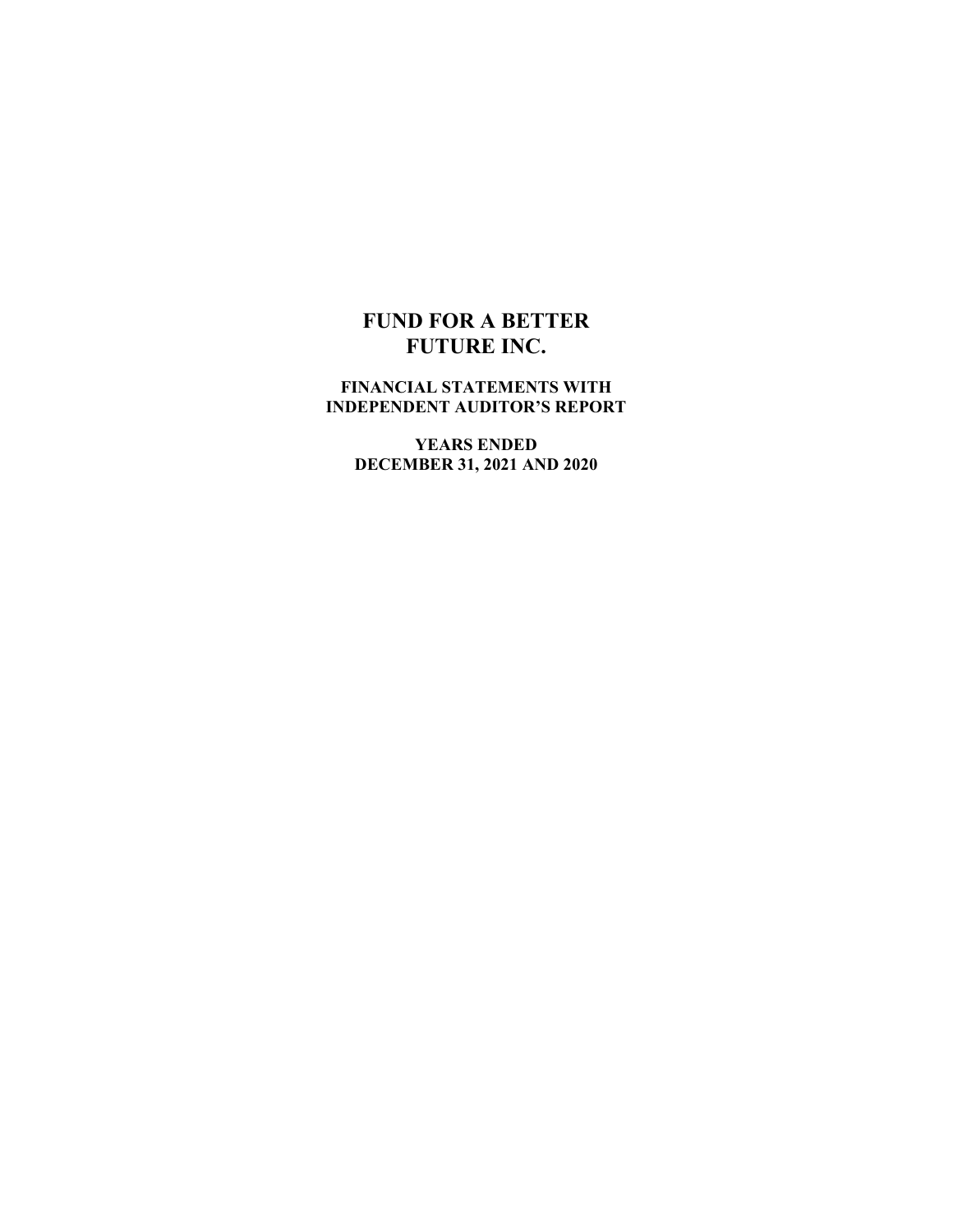# FUND FOR A BETTER FUTURE INC.

**FINANCIAL STATEMENTS WITH INDEPENDENT AUDITOR'S REPORT**

**YEARS ENDED DECEMBER 31, 2021 AND 2020**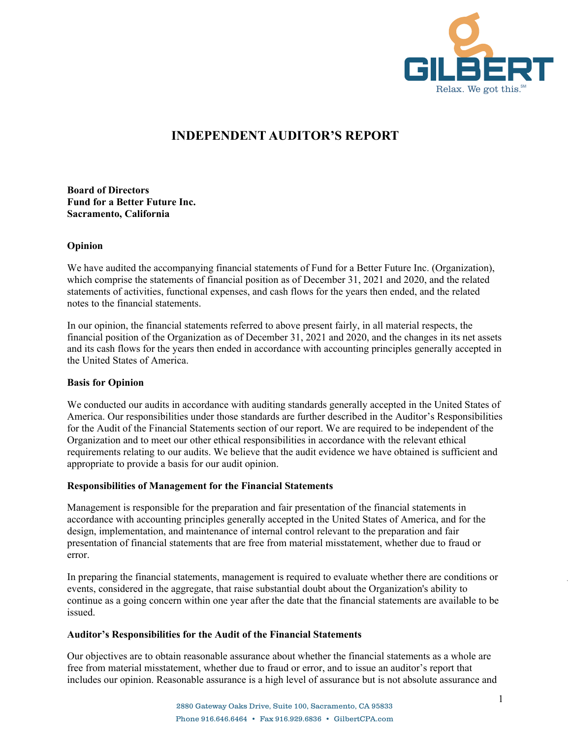# INDEPENDENT AUDITOR'S REPORT

**Board of Directors**
**Fund for a Better Future Inc.**
**Sacramento, California**

**Opinion**

We have audited the accompanying financial statements of Fund for a Better Future Inc. (Organization), which comprise the statements of financial position as of December 31, 2021 and 2020, and the related statements of activities, functional expenses, and cash flows for the years then ended, and the related notes to the financial statements.

In our opinion, the financial statements referred to above present fairly, in all material respects, the financial position of the Organization as of December 31, 2021 and 2020, and the changes in its net assets and its cash flows for the years then ended in accordance with accounting principles generally accepted in the United States of America.

**Basis for Opinion**

We conducted our audits in accordance with auditing standards generally accepted in the United States of America. Our responsibilities under those standards are further described in the Auditor's Responsibilities for the Audit of the Financial Statements section of our report. We are required to be independent of the Organization and to meet our other ethical responsibilities in accordance with the relevant ethical requirements relating to our audits. We believe that the audit evidence we have obtained is sufficient and appropriate to provide a basis for our audit opinion.

**Responsibilities of Management for the Financial Statements**

Management is responsible for the preparation and fair presentation of the financial statements in accordance with accounting principles generally accepted in the United States of America, and for the design, implementation, and maintenance of internal control relevant to the preparation and fair presentation of financial statements that are free from material misstatement, whether due to fraud or error.

In preparing the financial statements, management is required to evaluate whether there are conditions or events, considered in the aggregate, that raise substantial doubt about the Organization's ability to continue as a going concern within one year after the date that the financial statements are available to be issued.

**Auditor's Responsibilities for the Audit of the Financial Statements**

Our objectives are to obtain reasonable assurance about whether the financial statements as a whole are free from material misstatement, whether due to fraud or error, and to issue an auditor's report that includes our opinion. Reasonable assurance is a high level of assurance but is not absolute assurance and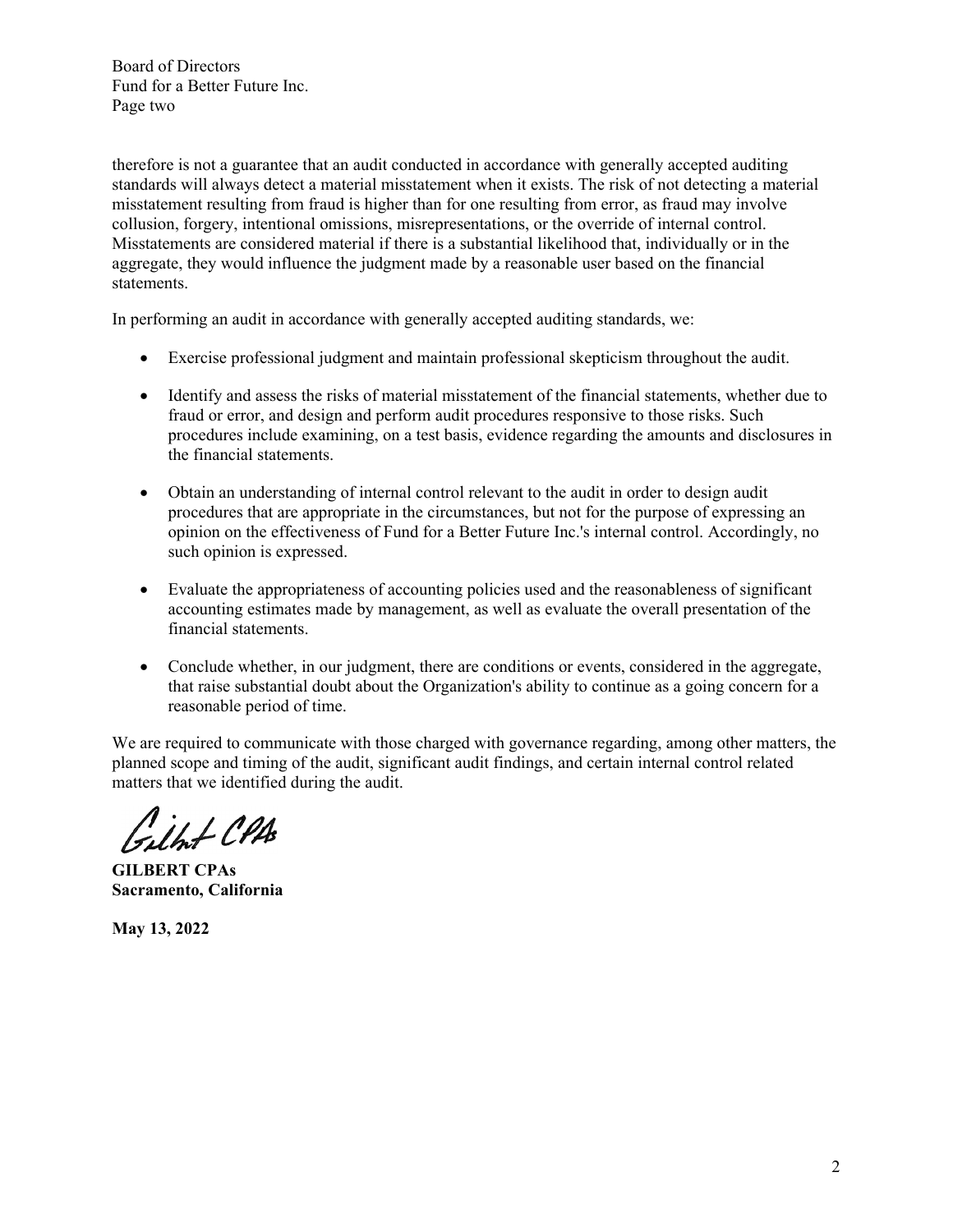therefore is not a guarantee that an audit conducted in accordance with generally accepted auditing standards will always detect a material misstatement when it exists. The risk of not detecting a material misstatement resulting from fraud is higher than for one resulting from error, as fraud may involve collusion, forgery, intentional omissions, misrepresentations, or the override of internal control. Misstatements are considered material if there is a substantial likelihood that, individually or in the aggregate, they would influence the judgment made by a reasonable user based on the financial statements.

In performing an audit in accordance with generally accepted auditing standards, we:

- Exercise professional judgment and maintain professional skepticism throughout the audit.
- Identify and assess the risks of material misstatement of the financial statements, whether due to fraud or error, and design and perform audit procedures responsive to those risks. Such procedures include examining, on a test basis, evidence regarding the amounts and disclosures in the financial statements.
- Obtain an understanding of internal control relevant to the audit in order to design audit procedures that are appropriate in the circumstances, but not for the purpose of expressing an opinion on the effectiveness of Fund for a Better Future Inc.'s internal control. Accordingly, no such opinion is expressed.
- Evaluate the appropriateness of accounting policies used and the reasonableness of significant accounting estimates made by management, as well as evaluate the overall presentation of the financial statements.
- Conclude whether, in our judgment, there are conditions or events, considered in the aggregate, that raise substantial doubt about the Organization's ability to continue as a going concern for a reasonable period of time.

We are required to communicate with those charged with governance regarding, among other matters, the planned scope and timing of the audit, significant audit findings, and certain internal control related matters that we identified during the audit.

Gilbert CPAs

**GILBERT CPAs**
**Sacramento, California**

**May 13, 2022**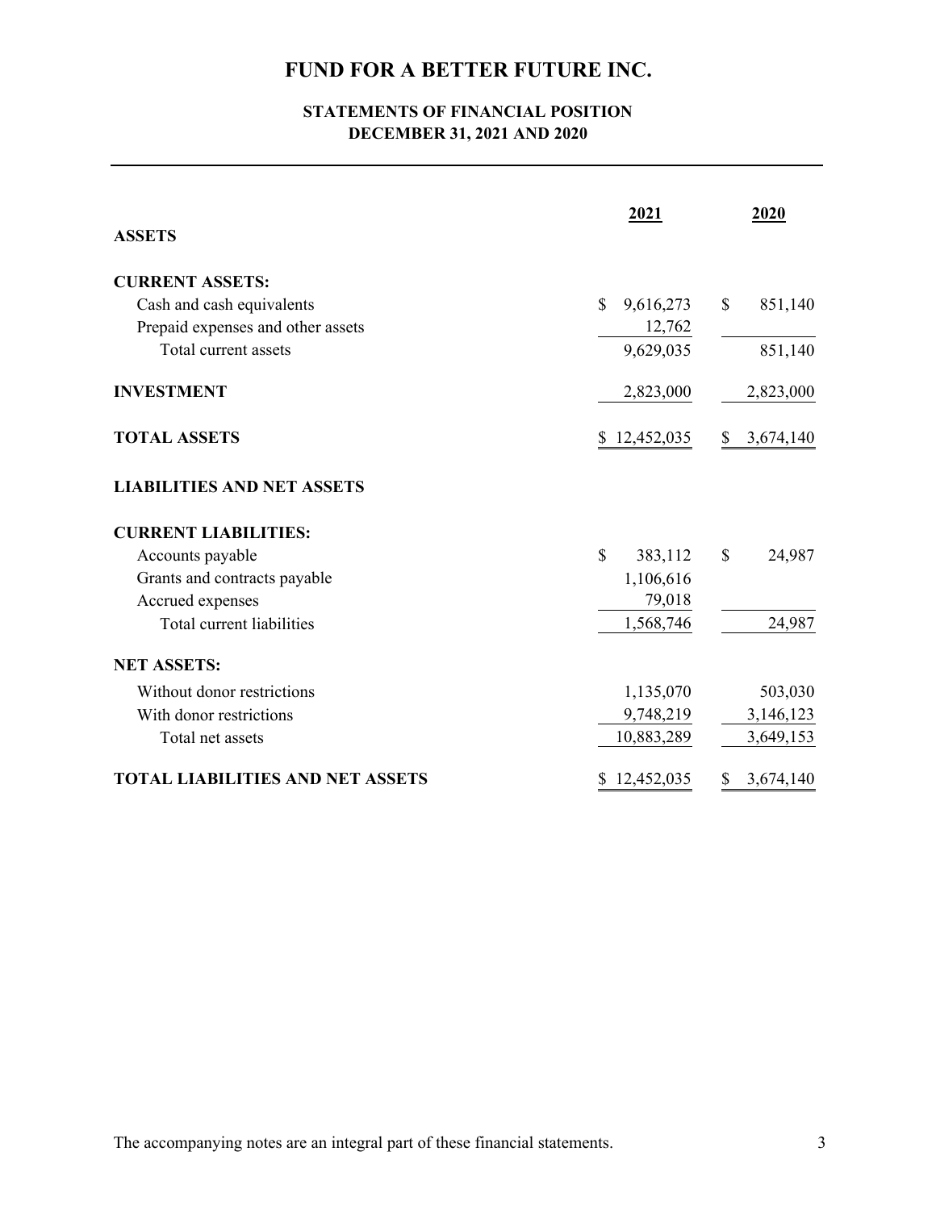# FUND FOR A BETTER FUTURE INC.

## STATEMENTS OF FINANCIAL POSITION
## DECEMBER 31, 2021 AND 2020

| | 2021 | 2020 |
|---|---|---|
| **ASSETS** | | |
| **CURRENT ASSETS:** | | |
| Cash and cash equivalents | $ 9,616,273 | $ 851,140 |
| Prepaid expenses and other assets | 12,762 | |
| Total current assets | 9,629,035 | 851,140 |
| **INVESTMENT** | 2,823,000 | 2,823,000 |
| **TOTAL ASSETS** | $ 12,452,035 | $ 3,674,140 |
| **LIABILITIES AND NET ASSETS** | | |
| **CURRENT LIABILITIES:** | | |
| Accounts payable | $ 383,112 | $ 24,987 |
| Grants and contracts payable | 1,106,616 | |
| Accrued expenses | 79,018 | |
| Total current liabilities | 1,568,746 | 24,987 |
| **NET ASSETS:** | | |
| Without donor restrictions | 1,135,070 | 503,030 |
| With donor restrictions | 9,748,219 | 3,146,123 |
| Total net assets | 10,883,289 | 3,649,153 |
| **TOTAL LIABILITIES AND NET ASSETS** | $ 12,452,035 | $ 3,674,140 |

The accompanying notes are an integral part of these financial statements.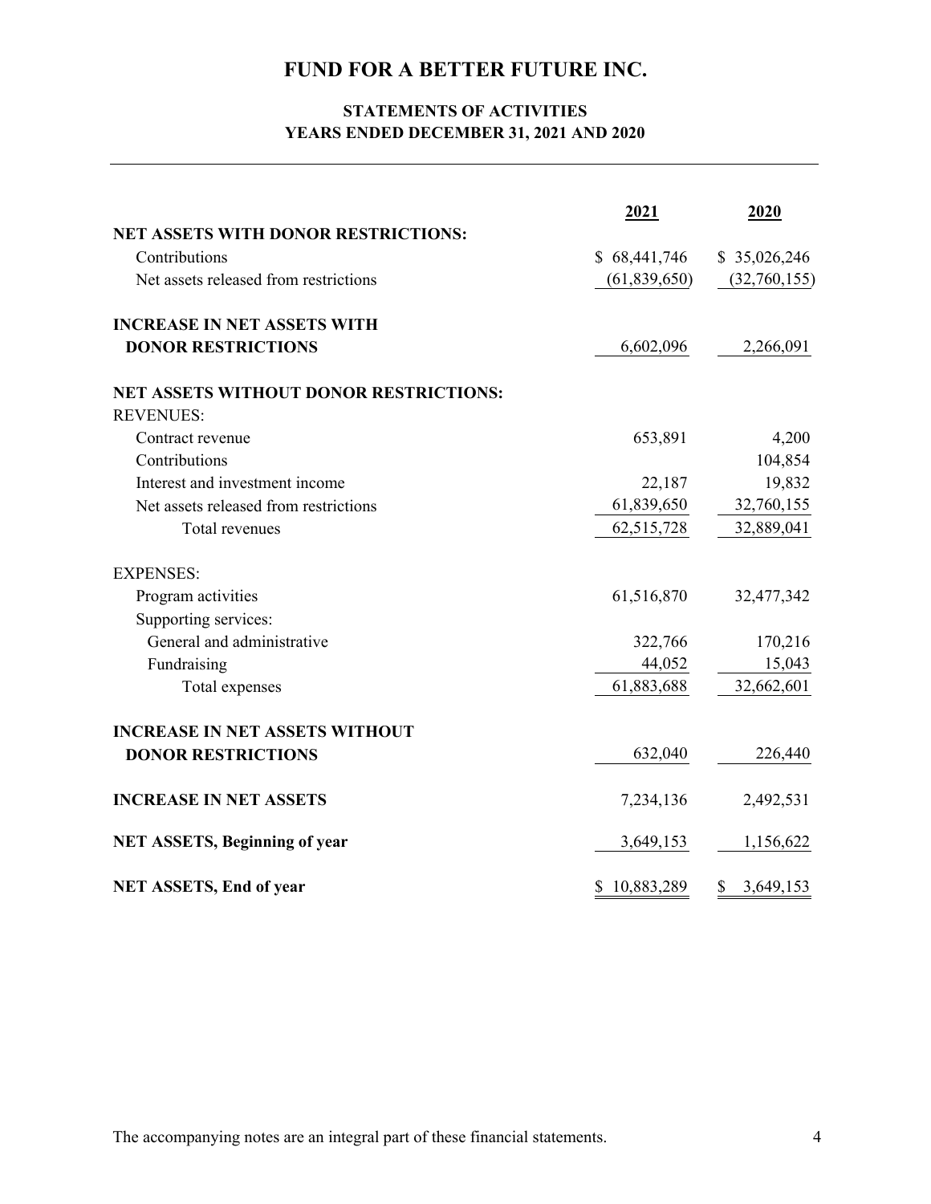# FUND FOR A BETTER FUTURE INC.

## STATEMENTS OF ACTIVITIES
## YEARS ENDED DECEMBER 31, 2021 AND 2020

| | 2021 | 2020 |
|---|---|---|
| **NET ASSETS WITH DONOR RESTRICTIONS:** | | |
| Contributions | $ 68,441,746 | $ 35,026,246 |
| Net assets released from restrictions | (61,839,650) | (32,760,155) |
| **INCREASE IN NET ASSETS WITH DONOR RESTRICTIONS** | 6,602,096 | 2,266,091 |
| **NET ASSETS WITHOUT DONOR RESTRICTIONS:** | | |
| REVENUES: | | |
| Contract revenue | 653,891 | 4,200 |
| Contributions | | 104,854 |
| Interest and investment income | 22,187 | 19,832 |
| Net assets released from restrictions | 61,839,650 | 32,760,155 |
| Total revenues | 62,515,728 | 32,889,041 |
| EXPENSES: | | |
| Program activities | 61,516,870 | 32,477,342 |
| Supporting services: | | |
| General and administrative | 322,766 | 170,216 |
| Fundraising | 44,052 | 15,043 |
| Total expenses | 61,883,688 | 32,662,601 |
| **INCREASE IN NET ASSETS WITHOUT DONOR RESTRICTIONS** | 632,040 | 226,440 |
| **INCREASE IN NET ASSETS** | 7,234,136 | 2,492,531 |
| **NET ASSETS, Beginning of year** | 3,649,153 | 1,156,622 |
| **NET ASSETS, End of year** | $ 10,883,289 | $ 3,649,153 |

The accompanying notes are an integral part of these financial statements.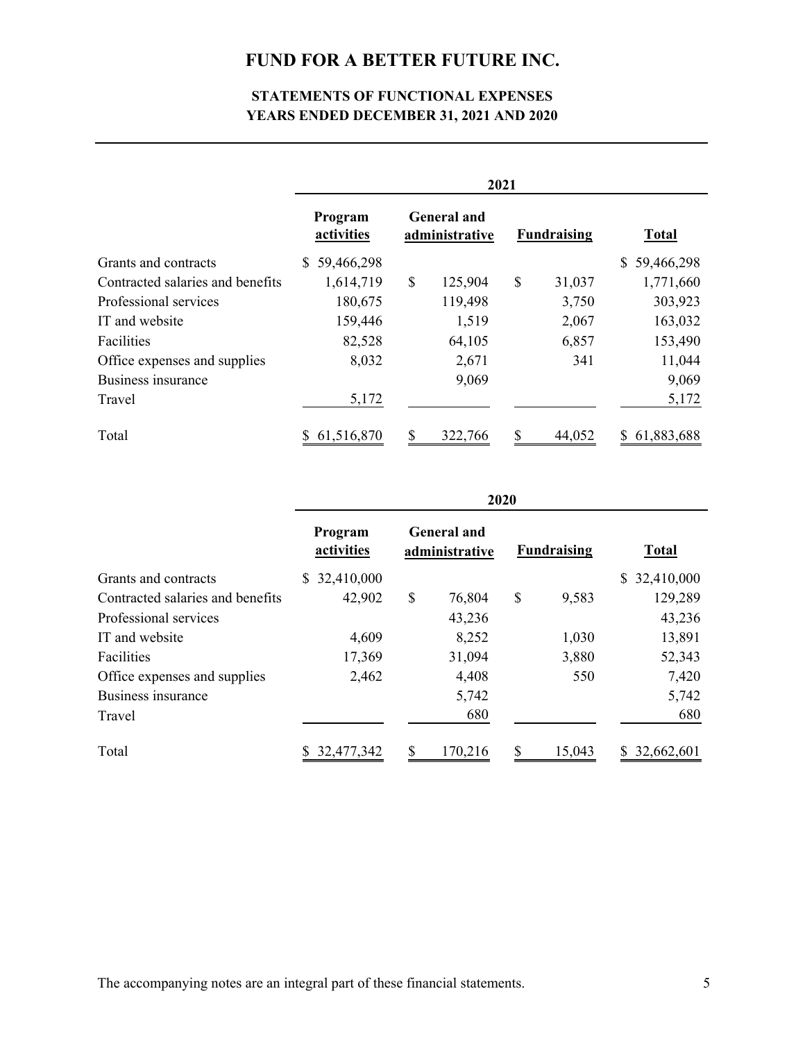# FUND FOR A BETTER FUTURE INC.

## STATEMENTS OF FUNCTIONAL EXPENSES
## YEARS ENDED DECEMBER 31, 2021 AND 2020

| | 2021 | | | |
|---|---|---|---|---|
| | Program activities | General and administrative | Fundraising | Total |
| Grants and contracts | $ 59,466,298 | | | $ 59,466,298 |
| Contracted salaries and benefits | 1,614,719 | $ 125,904 | $ 31,037 | 1,771,660 |
| Professional services | 180,675 | 119,498 | 3,750 | 303,923 |
| IT and website | 159,446 | 1,519 | 2,067 | 163,032 |
| Facilities | 82,528 | 64,105 | 6,857 | 153,490 |
| Office expenses and supplies | 8,032 | 2,671 | 341 | 11,044 |
| Business insurance | | 9,069 | | 9,069 |
| Travel | 5,172 | | | 5,172 |
| Total | $ 61,516,870 | $ 322,766 | $ 44,052 | $ 61,883,688 |

| | 2020 | | | |
|---|---|---|---|---|
| | Program activities | General and administrative | Fundraising | Total |
| Grants and contracts | $ 32,410,000 | | | $ 32,410,000 |
| Contracted salaries and benefits | 42,902 | $ 76,804 | $ 9,583 | 129,289 |
| Professional services | | 43,236 | | 43,236 |
| IT and website | 4,609 | 8,252 | 1,030 | 13,891 |
| Facilities | 17,369 | 31,094 | 3,880 | 52,343 |
| Office expenses and supplies | 2,462 | 4,408 | 550 | 7,420 |
| Business insurance | | 5,742 | | 5,742 |
| Travel | | 680 | | 680 |
| Total | $ 32,477,342 | $ 170,216 | $ 15,043 | $ 32,662,601 |

The accompanying notes are an integral part of these financial statements.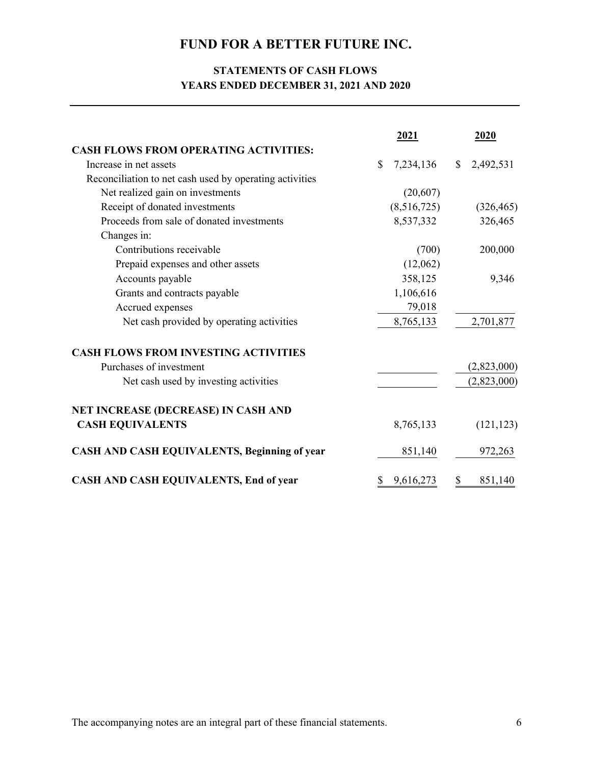# FUND FOR A BETTER FUTURE INC.

## STATEMENTS OF CASH FLOWS
## YEARS ENDED DECEMBER 31, 2021 AND 2020

| | 2021 | 2020 |
|---|---|---|
| **CASH FLOWS FROM OPERATING ACTIVITIES:** | | |
| Increase in net assets | $ 7,234,136 | $ 2,492,531 |
| Reconciliation to net cash used by operating activities | | |
| Net realized gain on investments | (20,607) | |
| Receipt of donated investments | (8,516,725) | (326,465) |
| Proceeds from sale of donated investments | 8,537,332 | 326,465 |
| Changes in: | | |
| Contributions receivable | (700) | 200,000 |
| Prepaid expenses and other assets | (12,062) | |
| Accounts payable | 358,125 | 9,346 |
| Grants and contracts payable | 1,106,616 | |
| Accrued expenses | 79,018 | |
| Net cash provided by operating activities | 8,765,133 | 2,701,877 |
| **CASH FLOWS FROM INVESTING ACTIVITIES** | | |
| Purchases of investment | | (2,823,000) |
| Net cash used by investing activities | | (2,823,000) |
| **NET INCREASE (DECREASE) IN CASH AND CASH EQUIVALENTS** | 8,765,133 | (121,123) |
| **CASH AND CASH EQUIVALENTS, Beginning of year** | 851,140 | 972,263 |
| **CASH AND CASH EQUIVALENTS, End of year** | $ 9,616,273 | $ 851,140 |

The accompanying notes are an integral part of these financial statements.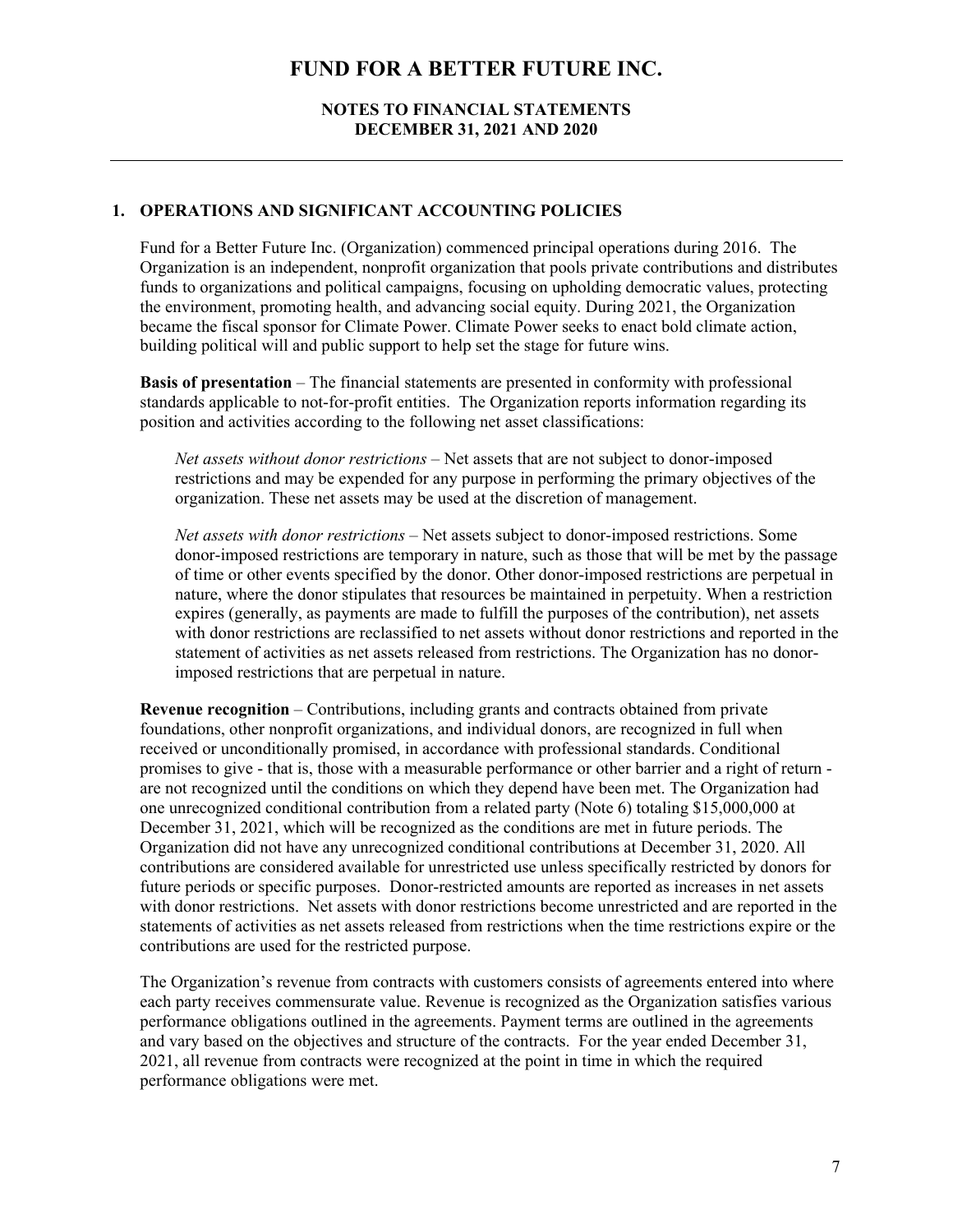# FUND FOR A BETTER FUTURE INC.

## NOTES TO FINANCIAL STATEMENTS
## DECEMBER 31, 2021 AND 2020

### 1. OPERATIONS AND SIGNIFICANT ACCOUNTING POLICIES

Fund for a Better Future Inc. (Organization) commenced principal operations during 2016. The Organization is an independent, nonprofit organization that pools private contributions and distributes funds to organizations and political campaigns, focusing on upholding democratic values, protecting the environment, promoting health, and advancing social equity. During 2021, the Organization became the fiscal sponsor for Climate Power. Climate Power seeks to enact bold climate action, building political will and public support to help set the stage for future wins.

**Basis of presentation** – The financial statements are presented in conformity with professional standards applicable to not-for-profit entities. The Organization reports information regarding its position and activities according to the following net asset classifications:

*Net assets without donor restrictions* – Net assets that are not subject to donor-imposed restrictions and may be expended for any purpose in performing the primary objectives of the organization. These net assets may be used at the discretion of management.

*Net assets with donor restrictions* – Net assets subject to donor-imposed restrictions. Some donor-imposed restrictions are temporary in nature, such as those that will be met by the passage of time or other events specified by the donor. Other donor-imposed restrictions are perpetual in nature, where the donor stipulates that resources be maintained in perpetuity. When a restriction expires (generally, as payments are made to fulfill the purposes of the contribution), net assets with donor restrictions are reclassified to net assets without donor restrictions and reported in the statement of activities as net assets released from restrictions. The Organization has no donor-imposed restrictions that are perpetual in nature.

**Revenue recognition** – Contributions, including grants and contracts obtained from private foundations, other nonprofit organizations, and individual donors, are recognized in full when received or unconditionally promised, in accordance with professional standards. Conditional promises to give - that is, those with a measurable performance or other barrier and a right of return - are not recognized until the conditions on which they depend have been met. The Organization had one unrecognized conditional contribution from a related party (Note 6) totaling $15,000,000 at December 31, 2021, which will be recognized as the conditions are met in future periods. The Organization did not have any unrecognized conditional contributions at December 31, 2020. All contributions are considered available for unrestricted use unless specifically restricted by donors for future periods or specific purposes. Donor-restricted amounts are reported as increases in net assets with donor restrictions. Net assets with donor restrictions become unrestricted and are reported in the statements of activities as net assets released from restrictions when the time restrictions expire or the contributions are used for the restricted purpose.

The Organization's revenue from contracts with customers consists of agreements entered into where each party receives commensurate value. Revenue is recognized as the Organization satisfies various performance obligations outlined in the agreements. Payment terms are outlined in the agreements and vary based on the objectives and structure of the contracts. For the year ended December 31, 2021, all revenue from contracts were recognized at the point in time in which the required performance obligations were met.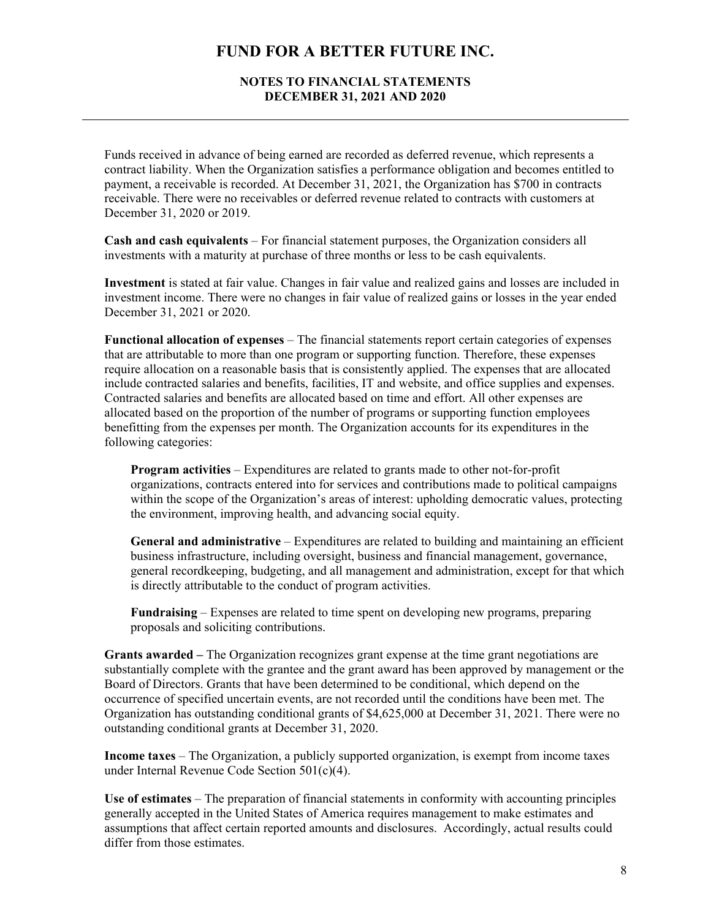Funds received in advance of being earned are recorded as deferred revenue, which represents a contract liability. When the Organization satisfies a performance obligation and becomes entitled to payment, a receivable is recorded. At December 31, 2021, the Organization has $700 in contracts receivable. There were no receivables or deferred revenue related to contracts with customers at December 31, 2020 or 2019.

**Cash and cash equivalents** – For financial statement purposes, the Organization considers all investments with a maturity at purchase of three months or less to be cash equivalents.

**Investment** is stated at fair value. Changes in fair value and realized gains and losses are included in investment income. There were no changes in fair value of realized gains or losses in the year ended December 31, 2021 or 2020.

**Functional allocation of expenses** – The financial statements report certain categories of expenses that are attributable to more than one program or supporting function. Therefore, these expenses require allocation on a reasonable basis that is consistently applied. The expenses that are allocated include contracted salaries and benefits, facilities, IT and website, and office supplies and expenses. Contracted salaries and benefits are allocated based on time and effort. All other expenses are allocated based on the proportion of the number of programs or supporting function employees benefitting from the expenses per month. The Organization accounts for its expenditures in the following categories:

**Program activities** – Expenditures are related to grants made to other not-for-profit organizations, contracts entered into for services and contributions made to political campaigns within the scope of the Organization's areas of interest: upholding democratic values, protecting the environment, improving health, and advancing social equity.

**General and administrative** – Expenditures are related to building and maintaining an efficient business infrastructure, including oversight, business and financial management, governance, general recordkeeping, budgeting, and all management and administration, except for that which is directly attributable to the conduct of program activities.

**Fundraising** – Expenses are related to time spent on developing new programs, preparing proposals and soliciting contributions.

**Grants awarded –** The Organization recognizes grant expense at the time grant negotiations are substantially complete with the grantee and the grant award has been approved by management or the Board of Directors. Grants that have been determined to be conditional, which depend on the occurrence of specified uncertain events, are not recorded until the conditions have been met. The Organization has outstanding conditional grants of $4,625,000 at December 31, 2021. There were no outstanding conditional grants at December 31, 2020.

**Income taxes** – The Organization, a publicly supported organization, is exempt from income taxes under Internal Revenue Code Section 501(c)(4).

**Use of estimates** – The preparation of financial statements in conformity with accounting principles generally accepted in the United States of America requires management to make estimates and assumptions that affect certain reported amounts and disclosures. Accordingly, actual results could differ from those estimates.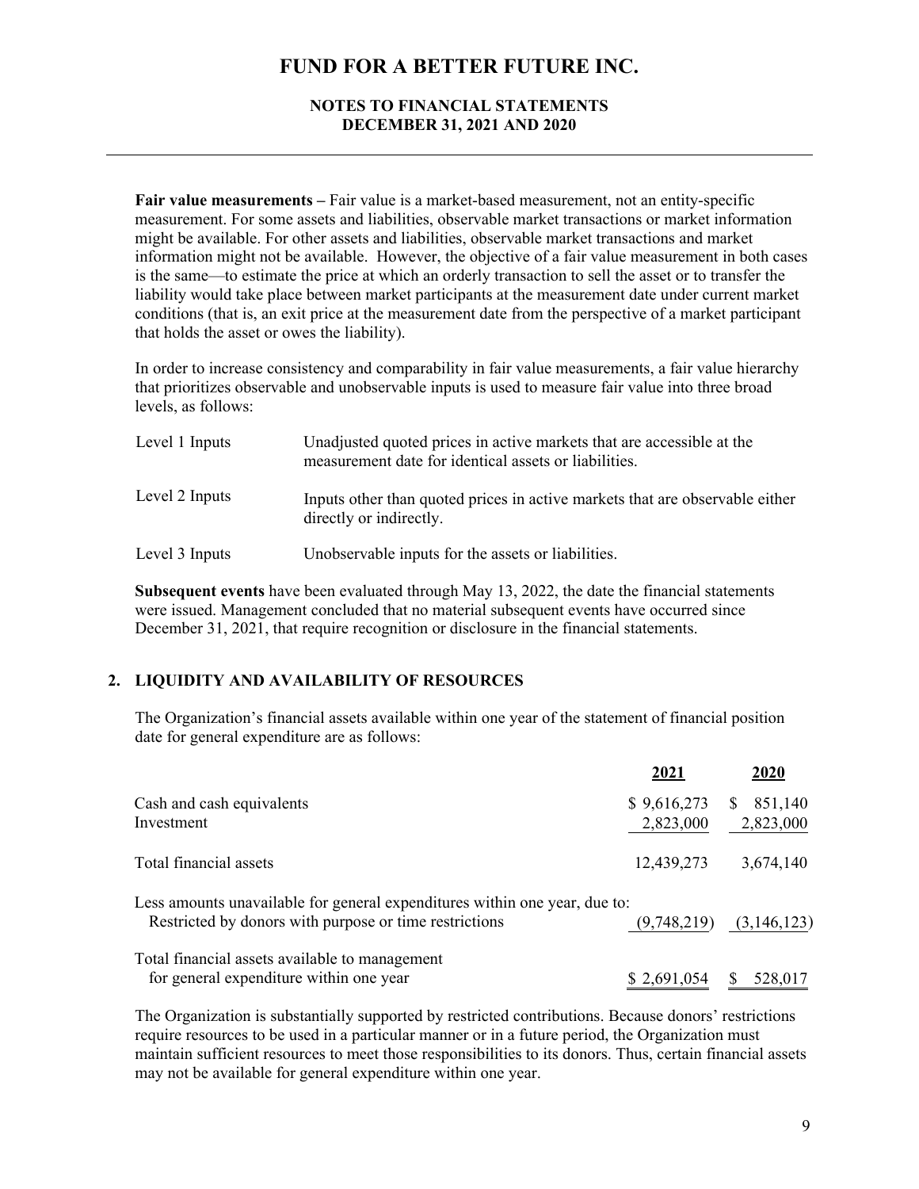**Fair value measurements –** Fair value is a market-based measurement, not an entity-specific measurement. For some assets and liabilities, observable market transactions or market information might be available. For other assets and liabilities, observable market transactions and market information might not be available. However, the objective of a fair value measurement in both cases is the same—to estimate the price at which an orderly transaction to sell the asset or to transfer the liability would take place between market participants at the measurement date under current market conditions (that is, an exit price at the measurement date from the perspective of a market participant that holds the asset or owes the liability).

In order to increase consistency and comparability in fair value measurements, a fair value hierarchy that prioritizes observable and unobservable inputs is used to measure fair value into three broad levels, as follows:

| | |
|---|---|
| Level 1 Inputs | Unadjusted quoted prices in active markets that are accessible at the measurement date for identical assets or liabilities. |
| Level 2 Inputs | Inputs other than quoted prices in active markets that are observable either directly or indirectly. |
| Level 3 Inputs | Unobservable inputs for the assets or liabilities. |

**Subsequent events** have been evaluated through May 13, 2022, the date the financial statements were issued. Management concluded that no material subsequent events have occurred since December 31, 2021, that require recognition or disclosure in the financial statements.

## 2. LIQUIDITY AND AVAILABILITY OF RESOURCES

The Organization's financial assets available within one year of the statement of financial position date for general expenditure are as follows:

| | 2021 | 2020 |
|---|---|---|
| Cash and cash equivalents | $ 9,616,273 | $ 851,140 |
| Investment | 2,823,000 | 2,823,000 |
| Total financial assets | 12,439,273 | 3,674,140 |
| Less amounts unavailable for general expenditures within one year, due to: | | |
| Restricted by donors with purpose or time restrictions | (9,748,219) | (3,146,123) |
| Total financial assets available to management for general expenditure within one year | $ 2,691,054 | $ 528,017 |

The Organization is substantially supported by restricted contributions. Because donors' restrictions require resources to be used in a particular manner or in a future period, the Organization must maintain sufficient resources to meet those responsibilities to its donors. Thus, certain financial assets may not be available for general expenditure within one year.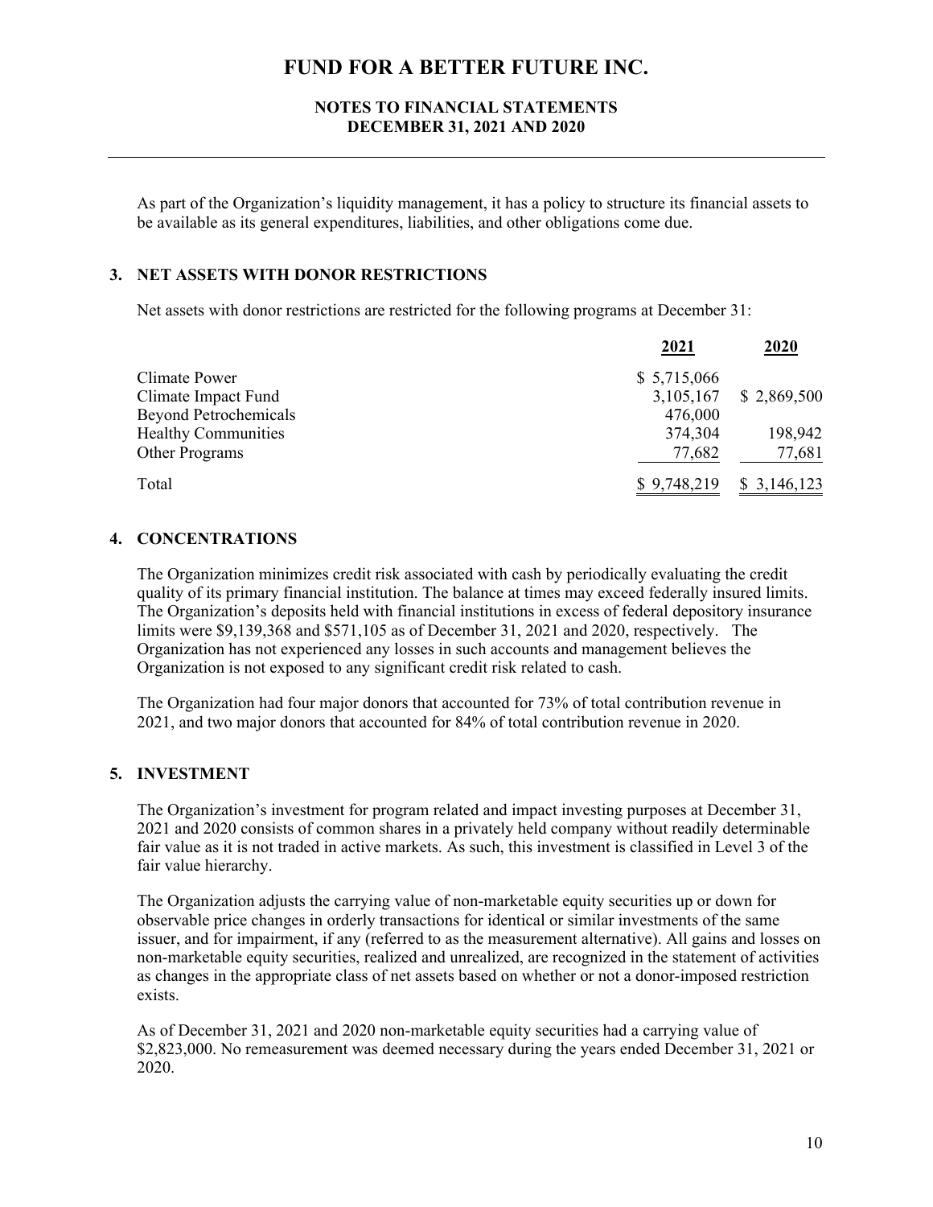As part of the Organization's liquidity management, it has a policy to structure its financial assets to be available as its general expenditures, liabilities, and other obligations come due.

## 3. NET ASSETS WITH DONOR RESTRICTIONS

Net assets with donor restrictions are restricted for the following programs at December 31:

| | 2021 | 2020 |
|---|---|---|
| Climate Power | $ 5,715,066 | |
| Climate Impact Fund | 3,105,167 | $ 2,869,500 |
| Beyond Petrochemicals | 476,000 | |
| Healthy Communities | 374,304 | 198,942 |
| Other Programs | 77,682 | 77,681 |
| Total | $ 9,748,219 | $ 3,146,123 |

## 4. CONCENTRATIONS

The Organization minimizes credit risk associated with cash by periodically evaluating the credit quality of its primary financial institution. The balance at times may exceed federally insured limits. The Organization's deposits held with financial institutions in excess of federal depository insurance limits were $9,139,368 and $571,105 as of December 31, 2021 and 2020, respectively. The Organization has not experienced any losses in such accounts and management believes the Organization is not exposed to any significant credit risk related to cash.

The Organization had four major donors that accounted for 73% of total contribution revenue in 2021, and two major donors that accounted for 84% of total contribution revenue in 2020.

## 5. INVESTMENT

The Organization's investment for program related and impact investing purposes at December 31, 2021 and 2020 consists of common shares in a privately held company without readily determinable fair value as it is not traded in active markets. As such, this investment is classified in Level 3 of the fair value hierarchy.

The Organization adjusts the carrying value of non-marketable equity securities up or down for observable price changes in orderly transactions for identical or similar investments of the same issuer, and for impairment, if any (referred to as the measurement alternative). All gains and losses on non-marketable equity securities, realized and unrealized, are recognized in the statement of activities as changes in the appropriate class of net assets based on whether or not a donor-imposed restriction exists.

As of December 31, 2021 and 2020 non-marketable equity securities had a carrying value of $2,823,000. No remeasurement was deemed necessary during the years ended December 31, 2021 or 2020.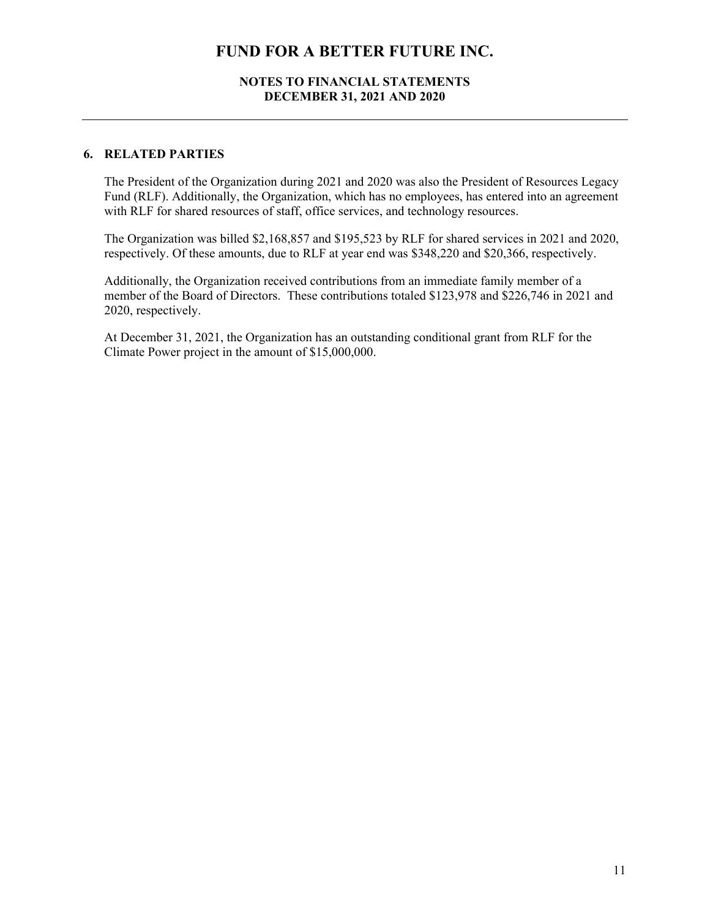# FUND FOR A BETTER FUTURE INC.

**NOTES TO FINANCIAL STATEMENTS**
**DECEMBER 31, 2021 AND 2020**

## 6. RELATED PARTIES

The President of the Organization during 2021 and 2020 was also the President of Resources Legacy Fund (RLF). Additionally, the Organization, which has no employees, has entered into an agreement with RLF for shared resources of staff, office services, and technology resources.

The Organization was billed $2,168,857 and $195,523 by RLF for shared services in 2021 and 2020, respectively. Of these amounts, due to RLF at year end was $348,220 and $20,366, respectively.

Additionally, the Organization received contributions from an immediate family member of a member of the Board of Directors. These contributions totaled $123,978 and $226,746 in 2021 and 2020, respectively.

At December 31, 2021, the Organization has an outstanding conditional grant from RLF for the Climate Power project in the amount of $15,000,000.